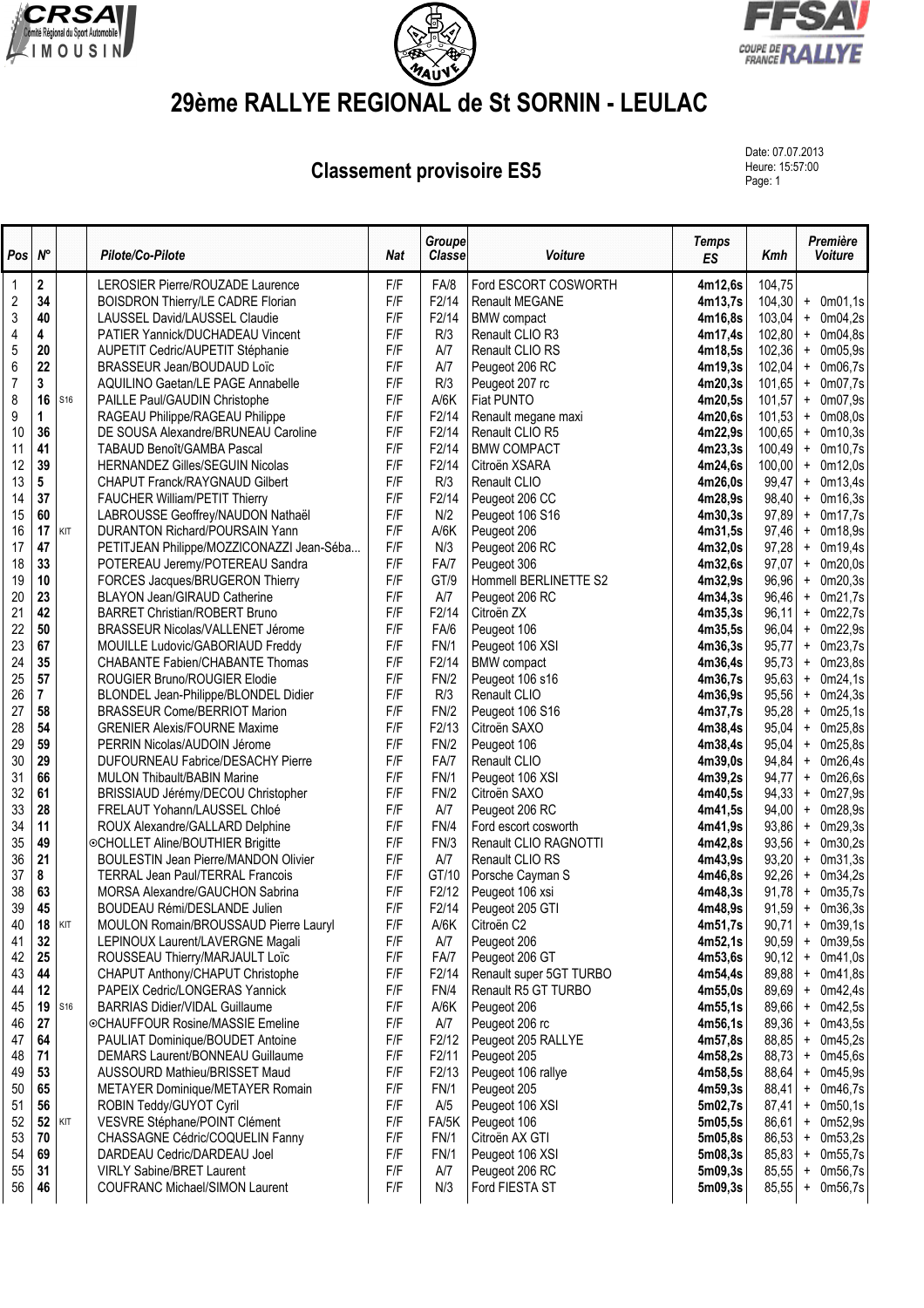# 29ème RALLYE REGIONAL de St SORNIN - LEULAC

## Classement provisoire ES5

Date: 07.07.2013
Heure: 15:57:00

| Pos | N° | | Pilote/Co-Pilote | Nat | Groupe Classe | Voiture | Temps ES | Kmh | Première Voiture |
|---|---|---|---|---|---|---|---|---|---|
| 1 | **2** | | LEROSIER Pierre/ROUZADE Laurence | F/F | FA/8 | Ford ESCORT COSWORTH | **4m12,6s** | 104,75 | |
| 2 | **34** | | BOISDRON Thierry/LE CADRE Florian | F/F | F2/14 | Renault MEGANE | **4m13,7s** | 104,30 | + 0m01,1s |
| 3 | **40** | | LAUSSEL David/LAUSSEL Claudie | F/F | F2/14 | BMW compact | **4m16,8s** | 103,04 | + 0m04,2s |
| 4 | **4** | | PATIER Yannick/DUCHADEAU Vincent | F/F | R/3 | Renault CLIO R3 | **4m17,4s** | 102,80 | + 0m04,8s |
| 5 | **20** | | AUPETIT Cedric/AUPETIT Stéphanie | F/F | A/7 | Renault CLIO RS | **4m18,5s** | 102,36 | + 0m05,9s |
| 6 | **22** | | BRASSEUR Jean/BOUDAUD Loïc | F/F | A/7 | Peugeot 206 RC | **4m19,3s** | 102,04 | + 0m06,7s |
| 7 | **3** | | AQUILINO Gaetan/LE PAGE Annabelle | F/F | R/3 | Peugeot 207 rc | **4m20,3s** | 101,65 | + 0m07,7s |
| 8 | **16** | S16 | PAILLE Paul/GAUDIN Christophe | F/F | A/6K | Fiat PUNTO | **4m20,5s** | 101,57 | + 0m07,9s |
| 9 | **1** | | RAGEAU Philippe/RAGEAU Philippe | F/F | F2/14 | Renault megane maxi | **4m20,6s** | 101,53 | + 0m08,0s |
| 10 | **36** | | DE SOUSA Alexandre/BRUNEAU Caroline | F/F | F2/14 | Renault CLIO R5 | **4m22,9s** | 100,65 | + 0m10,3s |
| 11 | **41** | | TABAUD Benoît/GAMBA Pascal | F/F | F2/14 | BMW COMPACT | **4m23,3s** | 100,49 | + 0m10,7s |
| 12 | **39** | | HERNANDEZ Gilles/SEGUIN Nicolas | F/F | F2/14 | Citroën XSARA | **4m24,6s** | 100,00 | + 0m12,0s |
| 13 | **5** | | CHAPUT Franck/RAYGNAUD Gilbert | F/F | R/3 | Renault CLIO | **4m26,0s** | 99,47 | + 0m13,4s |
| 14 | **37** | | FAUCHER William/PETIT Thierry | F/F | F2/14 | Peugeot 206 CC | **4m28,9s** | 98,40 | + 0m16,3s |
| 15 | **60** | | LABROUSSE Geoffrey/NAUDON Nathaël | F/F | N/2 | Peugeot 106 S16 | **4m30,3s** | 97,89 | + 0m17,7s |
| 16 | **17** | KIT | DURANTON Richard/POURSAIN Yann | F/F | A/6K | Peugeot 206 | **4m31,5s** | 97,46 | + 0m18,9s |
| 17 | **47** | | PETITJEAN Philippe/MOZZICONAZZI Jean-Séba... | F/F | N/3 | Peugeot 206 RC | **4m32,0s** | 97,28 | + 0m19,4s |
| 18 | **33** | | POTEREAU Jeremy/POTEREAU Sandra | F/F | FA/7 | Peugeot 306 | **4m32,6s** | 97,07 | + 0m20,0s |
| 19 | **10** | | FORCES Jacques/BRUGERON Thierry | F/F | GT/9 | Hommell BERLINETTE S2 | **4m32,9s** | 96,96 | + 0m20,3s |
| 20 | **23** | | BLAYON Jean/GIRAUD Catherine | F/F | A/7 | Peugeot 206 RC | **4m34,3s** | 96,46 | + 0m21,7s |
| 21 | **42** | | BARRET Christian/ROBERT Bruno | F/F | F2/14 | Citroën ZX | **4m35,3s** | 96,11 | + 0m22,7s |
| 22 | **50** | | BRASSEUR Nicolas/VALLENET Jérome | F/F | FA/6 | Peugeot 106 | **4m35,5s** | 96,04 | + 0m22,9s |
| 23 | **67** | | MOUILLE Ludovic/GABORIAUD Freddy | F/F | FN/1 | Peugeot 106 XSI | **4m36,3s** | 95,77 | + 0m23,7s |
| 24 | **35** | | CHABANTE Fabien/CHABANTE Thomas | F/F | F2/14 | BMW compact | **4m36,4s** | 95,73 | + 0m23,8s |
| 25 | **57** | | ROUGIER Bruno/ROUGIER Elodie | F/F | FN/2 | Peugeot 106 s16 | **4m36,7s** | 95,63 | + 0m24,1s |
| 26 | **7** | | BLONDEL Jean-Philippe/BLONDEL Didier | F/F | R/3 | Renault CLIO | **4m36,9s** | 95,56 | + 0m24,3s |
| 27 | **58** | | BRASSEUR Come/BERRIOT Marion | F/F | FN/2 | Peugeot 106 S16 | **4m37,7s** | 95,28 | + 0m25,1s |
| 28 | **54** | | GRENIER Alexis/FOURNE Maxime | F/F | F2/13 | Citroën SAXO | **4m38,4s** | 95,04 | + 0m25,8s |
| 29 | **59** | | PERRIN Nicolas/AUDOIN Jérome | F/F | FN/2 | Peugeot 106 | **4m38,4s** | 95,04 | + 0m25,8s |
| 30 | **29** | | DUFOURNEAU Fabrice/DESACHY Pierre | F/F | FA/7 | Renault CLIO | **4m39,0s** | 94,84 | + 0m26,4s |
| 31 | **66** | | MULON Thibault/BABIN Marine | F/F | FN/1 | Peugeot 106 XSI | **4m39,2s** | 94,77 | + 0m26,6s |
| 32 | **61** | | BRISSIAUD Jérémy/DECOU Christopher | F/F | FN/2 | Citroën SAXO | **4m40,5s** | 94,33 | + 0m27,9s |
| 33 | **28** | | FRELAUT Yohann/LAUSSEL Chloé | F/F | A/7 | Peugeot 206 RC | **4m41,5s** | 94,00 | + 0m28,9s |
| 34 | **11** | | ROUX Alexandre/GALLARD Delphine | F/F | FN/4 | Ford escort cosworth | **4m41,9s** | 93,86 | + 0m29,3s |
| 35 | **49** | | ⊙CHOLLET Aline/BOUTHIER Brigitte | F/F | FN/3 | Renault CLIO RAGNOTTI | **4m42,8s** | 93,56 | + 0m30,2s |
| 36 | **21** | | BOULESTIN Jean Pierre/MANDON Olivier | F/F | A/7 | Renault CLIO RS | **4m43,9s** | 93,20 | + 0m31,3s |
| 37 | **8** | | TERRAL Jean Paul/TERRAL Francois | F/F | GT/10 | Porsche Cayman S | **4m46,8s** | 92,26 | + 0m34,2s |
| 38 | **63** | | MORSA Alexandre/GAUCHON Sabrina | F/F | F2/12 | Peugeot 106 xsi | **4m48,3s** | 91,78 | + 0m35,7s |
| 39 | **45** | | BOUDEAU Rémi/DESLANDE Julien | F/F | F2/14 | Peugeot 205 GTI | **4m48,9s** | 91,59 | + 0m36,3s |
| 40 | **18** | KIT | MOULON Romain/BROUSSAUD Pierre Lauryl | F/F | A/6K | Citroën C2 | **4m51,7s** | 90,71 | + 0m39,1s |
| 41 | **32** | | LEPINOUX Laurent/LAVERGNE Magali | F/F | A/7 | Peugeot 206 | **4m52,1s** | 90,59 | + 0m39,5s |
| 42 | **25** | | ROUSSEAU Thierry/MARJAULT Loïc | F/F | FA/7 | Peugeot 206 GT | **4m53,6s** | 90,12 | + 0m41,0s |
| 43 | **44** | | CHAPUT Anthony/CHAPUT Christophe | F/F | F2/14 | Renault super 5GT TURBO | **4m54,4s** | 89,88 | + 0m41,8s |
| 44 | **12** | | PAPEIX Cedric/LONGERAS Yannick | F/F | FN/4 | Renault R5 GT TURBO | **4m55,0s** | 89,69 | + 0m42,4s |
| 45 | **19** | S16 | BARRIAS Didier/VIDAL Guillaume | F/F | A/6K | Peugeot 206 | **4m55,1s** | 89,66 | + 0m42,5s |
| 46 | **27** | | ⊙CHAUFFOUR Rosine/MASSIE Emeline | F/F | A/7 | Peugeot 206 rc | **4m56,1s** | 89,36 | + 0m43,5s |
| 47 | **64** | | PAULIAT Dominique/BOUDET Antoine | F/F | F2/12 | Peugeot 205 RALLYE | **4m57,8s** | 88,85 | + 0m45,2s |
| 48 | **71** | | DEMARS Laurent/BONNEAU Guillaume | F/F | F2/11 | Peugeot 205 | **4m58,2s** | 88,73 | + 0m45,6s |
| 49 | **53** | | AUSSOURD Mathieu/BRISSET Maud | F/F | F2/13 | Peugeot 106 rallye | **4m58,5s** | 88,64 | + 0m45,9s |
| 50 | **65** | | METAYER Dominique/METAYER Romain | F/F | FN/1 | Peugeot 205 | **4m59,3s** | 88,41 | + 0m46,7s |
| 51 | **56** | | ROBIN Teddy/GUYOT Cyril | F/F | A/5 | Peugeot 106 XSI | **5m02,7s** | 87,41 | + 0m50,1s |
| 52 | **52** | KIT | VESVRE Stéphane/POINT Clément | F/F | FA/5K | Peugeot 106 | **5m05,5s** | 86,61 | + 0m52,9s |
| 53 | **70** | | CHASSAGNE Cédric/COQUELIN Fanny | F/F | FN/1 | Citroën AX GTI | **5m05,8s** | 86,53 | + 0m53,2s |
| 54 | **69** | | DARDEAU Cedric/DARDEAU Joel | F/F | FN/1 | Peugeot 106 XSI | **5m08,3s** | 85,83 | + 0m55,7s |
| 55 | **31** | | VIRLY Sabine/BRET Laurent | F/F | A/7 | Peugeot 206 RC | **5m09,3s** | 85,55 | + 0m56,7s |
| 56 | **46** | | COUFRANC Michael/SIMON Laurent | F/F | N/3 | Ford FIESTA ST | **5m09,3s** | 85,55 | + 0m56,7s |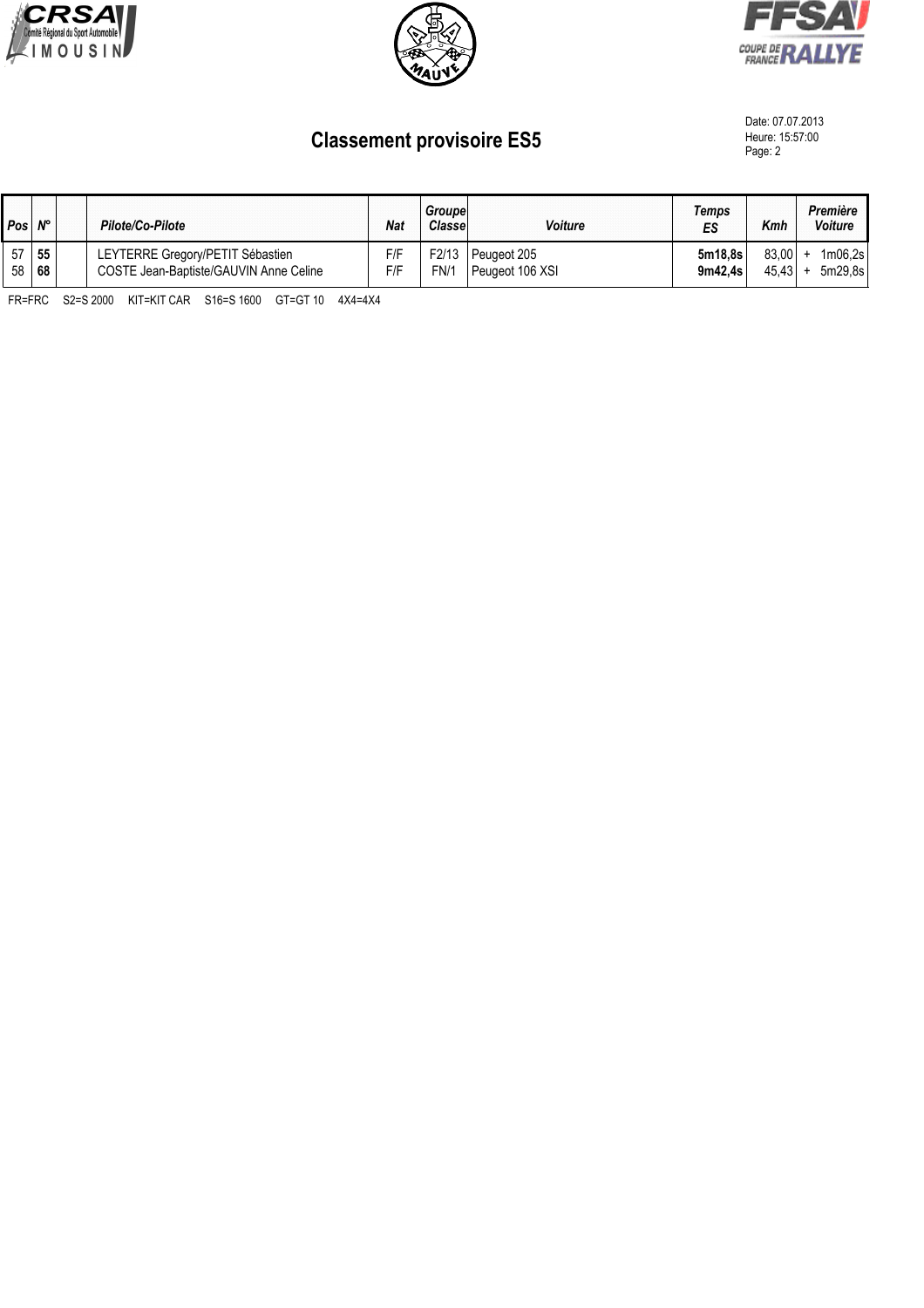# Classement provisoire ES5

Date: 07.07.2013
Heure: 15:57:00

| Pos | N° | | Pilote/Co-Pilote | Nat | Groupe Classe | Voiture | Temps ES | Kmh | Première Voiture |
|---|---|---|---|---|---|---|---|---|---|
| 57 | **55** | | LEYTERRE Gregory/PETIT Sébastien | F/F | F2/13 | Peugeot 205 | **5m18,8s** | 83,00 | + 1m06,2s |
| 58 | **68** | | COSTE Jean-Baptiste/GAUVIN Anne Celine | F/F | FN/1 | Peugeot 106 XSI | **9m42,4s** | 45,43 | + 5m29,8s |

FR=FRC S2=S 2000 KIT=KIT CAR S16=S 1600 GT=GT 10 4X4=4X4